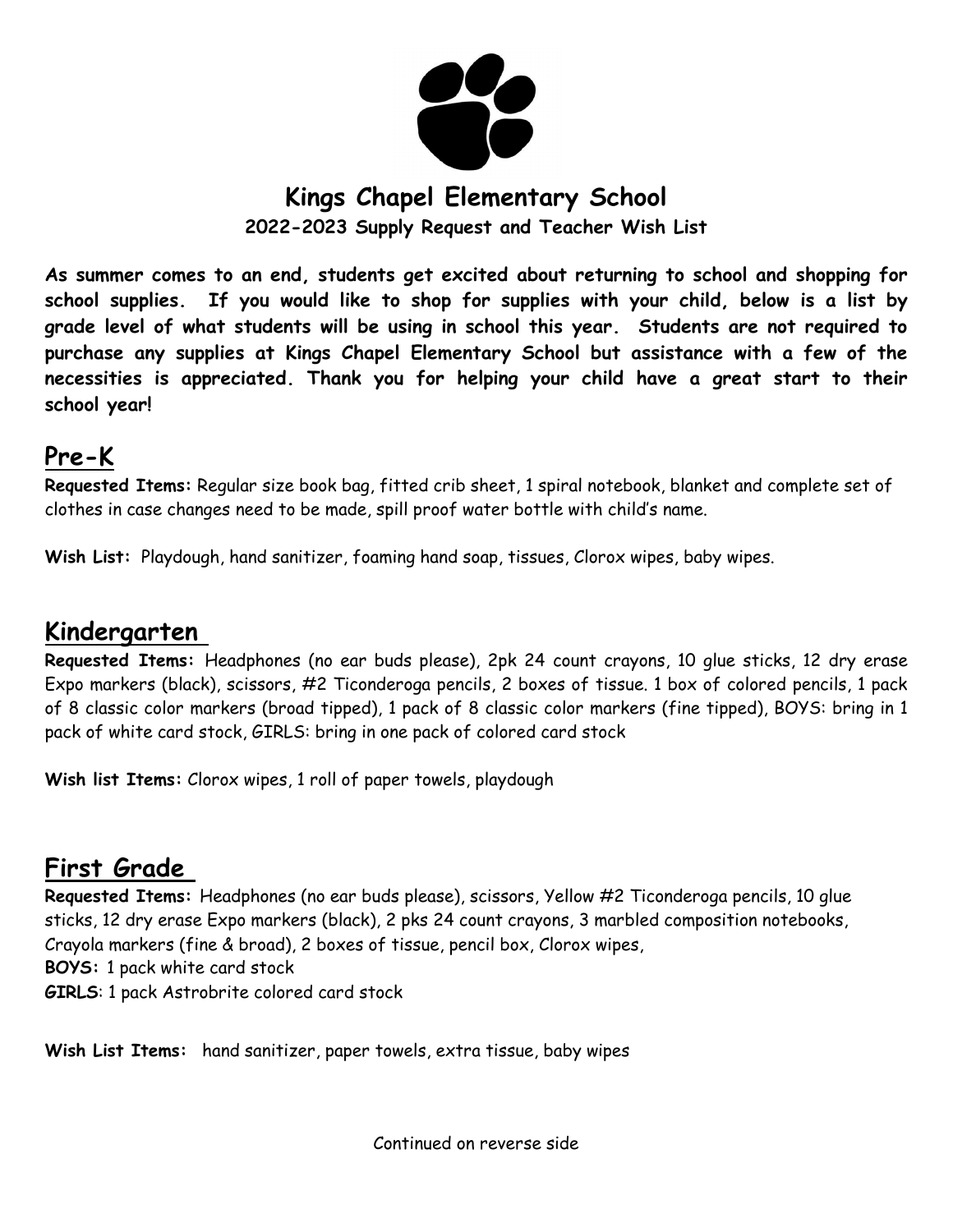# Kings Chapel Elementary School

**2022-2023 Supply Request and Teacher Wish List**

**As summer comes to an end, students get excited about returning to school and shopping for school supplies. If you would like to shop for supplies with your child, below is a list by grade level of what students will be using in school this year. Students are not required to purchase any supplies at Kings Chapel Elementary School but assistance with a few of the necessities is appreciated. Thank you for helping your child have a great start to their school year!**

## Pre-K

**Requested Items:** Regular size book bag, fitted crib sheet, 1 spiral notebook, blanket and complete set of clothes in case changes need to be made, spill proof water bottle with child's name.

**Wish List:** Playdough, hand sanitizer, foaming hand soap, tissues, Clorox wipes, baby wipes.

## Kindergarten

**Requested Items:** Headphones (no ear buds please), 2pk 24 count crayons, 10 glue sticks, 12 dry erase Expo markers (black), scissors, #2 Ticonderoga pencils, 2 boxes of tissue. 1 box of colored pencils, 1 pack of 8 classic color markers (broad tipped), 1 pack of 8 classic color markers (fine tipped), BOYS: bring in 1 pack of white card stock, GIRLS: bring in one pack of colored card stock

**Wish list Items:** Clorox wipes, 1 roll of paper towels, playdough

## First Grade

**Requested Items:** Headphones (no ear buds please), scissors, Yellow #2 Ticonderoga pencils, 10 glue sticks, 12 dry erase Expo markers (black), 2 pks 24 count crayons, 3 marbled composition notebooks, Crayola markers (fine & broad), 2 boxes of tissue, pencil box, Clorox wipes,
**BOYS:** 1 pack white card stock
**GIRLS**: 1 pack Astrobrite colored card stock

**Wish List Items:** hand sanitizer, paper towels, extra tissue, baby wipes

Continued on reverse side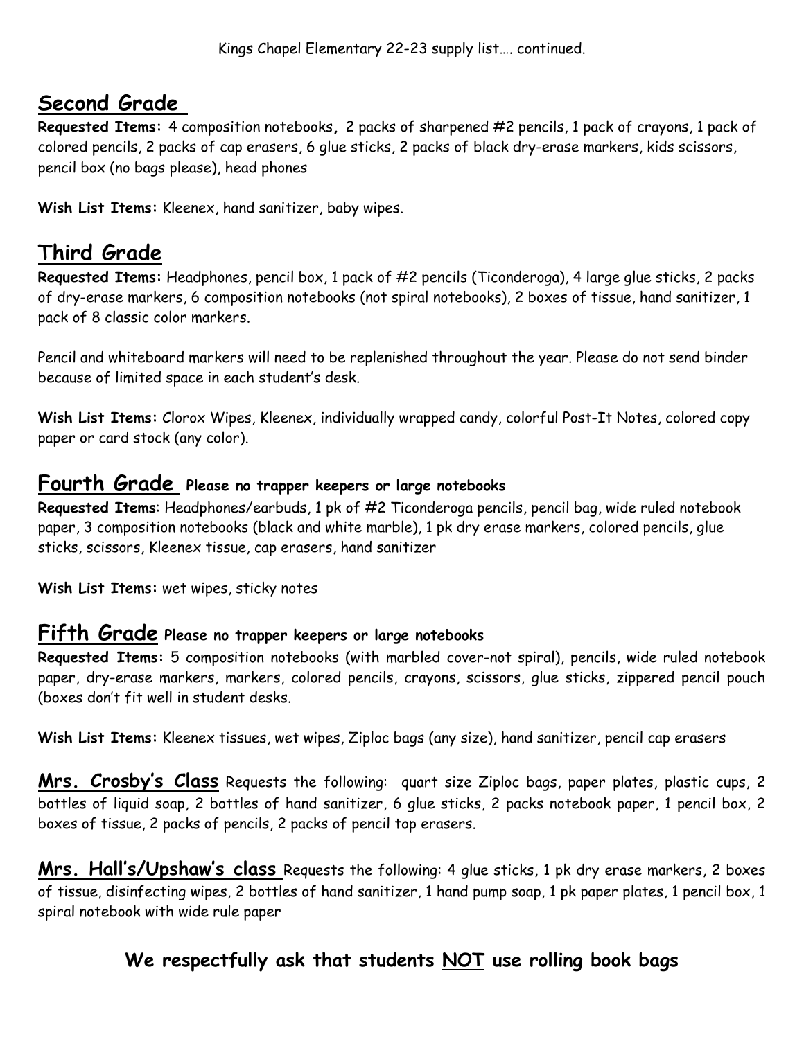Kings Chapel Elementary 22-23 supply list…. continued.

## Second Grade

**Requested Items:** 4 composition notebooks, 2 packs of sharpened #2 pencils, 1 pack of crayons, 1 pack of colored pencils, 2 packs of cap erasers, 6 glue sticks, 2 packs of black dry-erase markers, kids scissors, pencil box (no bags please), head phones

**Wish List Items:** Kleenex, hand sanitizer, baby wipes.

## Third Grade

**Requested Items:** Headphones, pencil box, 1 pack of #2 pencils (Ticonderoga), 4 large glue sticks, 2 packs of dry-erase markers, 6 composition notebooks (not spiral notebooks), 2 boxes of tissue, hand sanitizer, 1 pack of 8 classic color markers.

Pencil and whiteboard markers will need to be replenished throughout the year. Please do not send binder because of limited space in each student's desk.

**Wish List Items:** Clorox Wipes, Kleenex, individually wrapped candy, colorful Post-It Notes, colored copy paper or card stock (any color).

## Fourth Grade **Please no trapper keepers or large notebooks**

**Requested Items**: Headphones/earbuds, 1 pk of #2 Ticonderoga pencils, pencil bag, wide ruled notebook paper, 3 composition notebooks (black and white marble), 1 pk dry erase markers, colored pencils, glue sticks, scissors, Kleenex tissue, cap erasers, hand sanitizer

**Wish List Items:** wet wipes, sticky notes

## Fifth Grade **Please no trapper keepers or large notebooks**

**Requested Items:** 5 composition notebooks (with marbled cover-not spiral), pencils, wide ruled notebook paper, dry-erase markers, markers, colored pencils, crayons, scissors, glue sticks, zippered pencil pouch (boxes don't fit well in student desks.

**Wish List Items:** Kleenex tissues, wet wipes, Ziploc bags (any size), hand sanitizer, pencil cap erasers

**Mrs. Crosby's Class** Requests the following: quart size Ziploc bags, paper plates, plastic cups, 2 bottles of liquid soap, 2 bottles of hand sanitizer, 6 glue sticks, 2 packs notebook paper, 1 pencil box, 2 boxes of tissue, 2 packs of pencils, 2 packs of pencil top erasers.

**Mrs. Hall's/Upshaw's class** Requests the following: 4 glue sticks, 1 pk dry erase markers, 2 boxes of tissue, disinfecting wipes, 2 bottles of hand sanitizer, 1 hand pump soap, 1 pk paper plates, 1 pencil box, 1 spiral notebook with wide rule paper

**We respectfully ask that students NOT use rolling book bags**